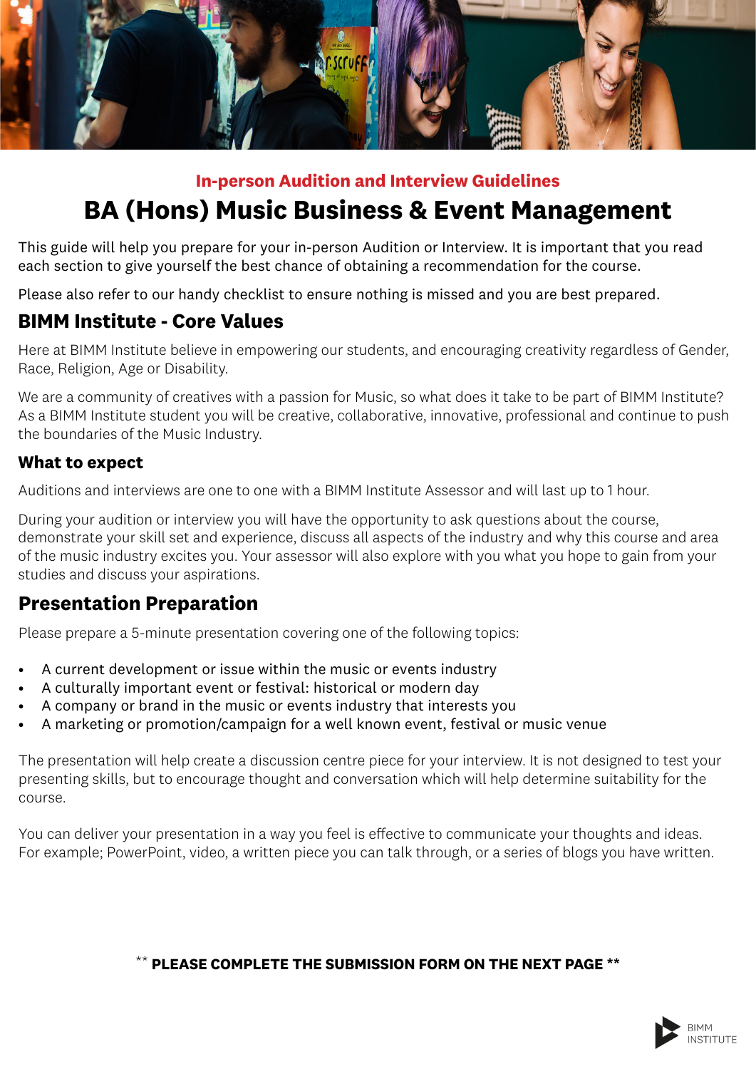In-person Audition and Interview Guidelines

# BA (Hons) Music Business & Event Management

This guide will help you prepare for your in-person Audition or Interview. It is important that you read each section to give yourself the best chance of obtaining a recommendation for the course.

Please also refer to our handy checklist to ensure nothing is missed and you are best prepared.

## BIMM Institute - Core Values

Here at BIMM Institute believe in empowering our students, and encouraging creativity regardless of Gender, Race, Religion, Age or Disability.

We are a community of creatives with a passion for Music, so what does it take to be part of BIMM Institute? As a BIMM Institute student you will be creative, collaborative, innovative, professional and continue to push the boundaries of the Music Industry.

### What to expect

Auditions and interviews are one to one with a BIMM Institute Assessor and will last up to 1 hour.

During your audition or interview you will have the opportunity to ask questions about the course, demonstrate your skill set and experience, discuss all aspects of the industry and why this course and area of the music industry excites you. Your assessor will also explore with you what you hope to gain from your studies and discuss your aspirations.

## Presentation Preparation

Please prepare a 5-minute presentation covering one of the following topics:

- A current development or issue within the music or events industry
- A culturally important event or festival: historical or modern day
- A company or brand in the music or events industry that interests you
- A marketing or promotion/campaign for a well known event, festival or music venue

The presentation will help create a discussion centre piece for your interview. It is not designed to test your presenting skills, but to encourage thought and conversation which will help determine suitability for the course.

You can deliver your presentation in a way you feel is effective to communicate your thoughts and ideas. For example; PowerPoint, video, a written piece you can talk through, or a series of blogs you have written.

** **PLEASE COMPLETE THE SUBMISSION FORM ON THE NEXT PAGE** **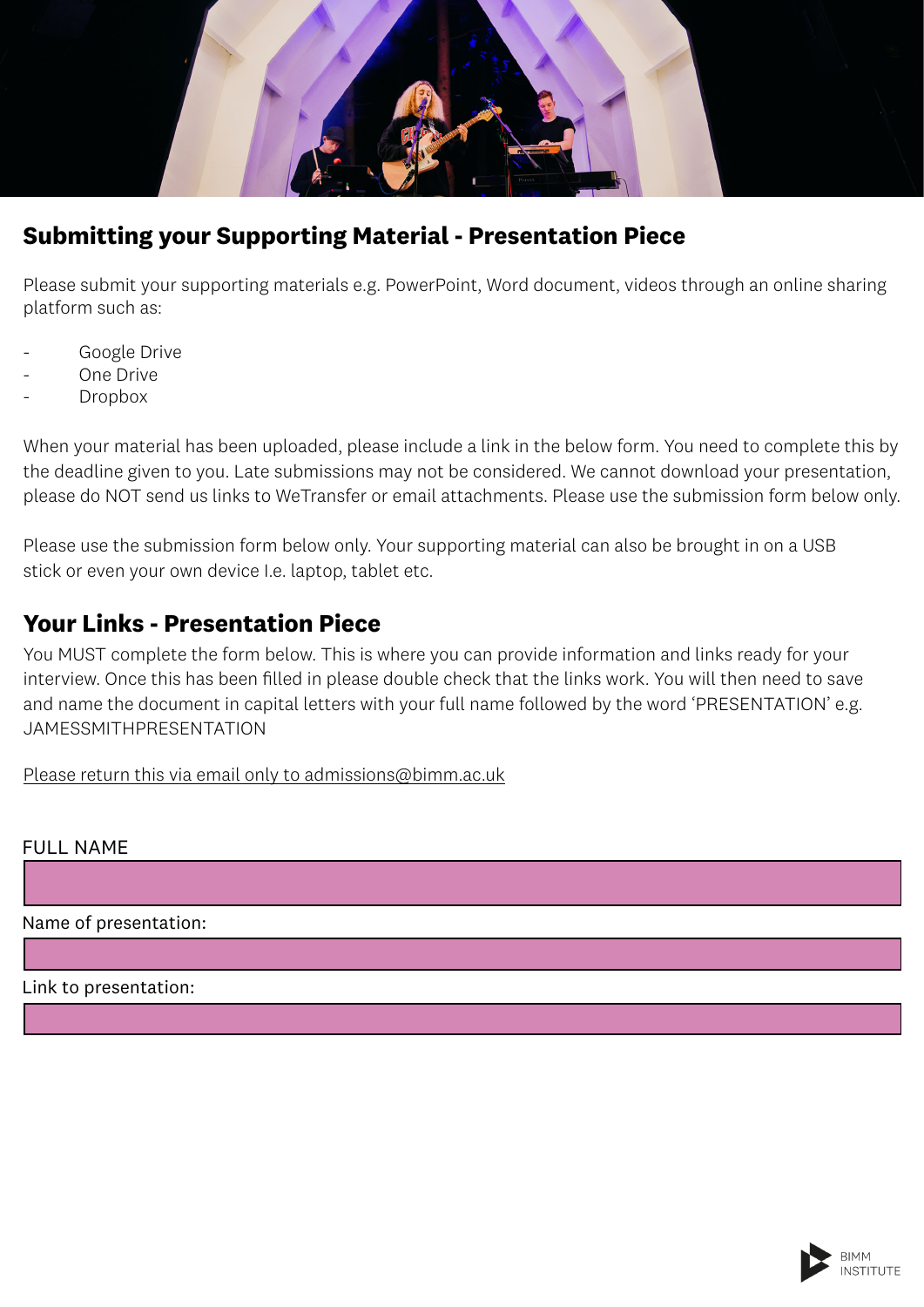## Submitting your Supporting Material - Presentation Piece

Please submit your supporting materials e.g. PowerPoint, Word document, videos through an online sharing platform such as:

- Google Drive
- One Drive
- Dropbox

When your material has been uploaded, please include a link in the below form. You need to complete this by the deadline given to you. Late submissions may not be considered. We cannot download your presentation, please do NOT send us links to WeTransfer or email attachments. Please use the submission form below only.

Please use the submission form below only. Your supporting material can also be brought in on a USB stick or even your own device I.e. laptop, tablet etc.

## Your Links - Presentation Piece

You MUST complete the form below. This is where you can provide information and links ready for your interview. Once this has been filled in please double check that the links work. You will then need to save and name the document in capital letters with your full name followed by the word 'PRESENTATION' e.g. JAMESSMITHPRESENTATION

Please return this via email only to admissions@bimm.ac.uk

FULL NAME

Name of presentation:

Link to presentation:

BIMM INSTITUTE